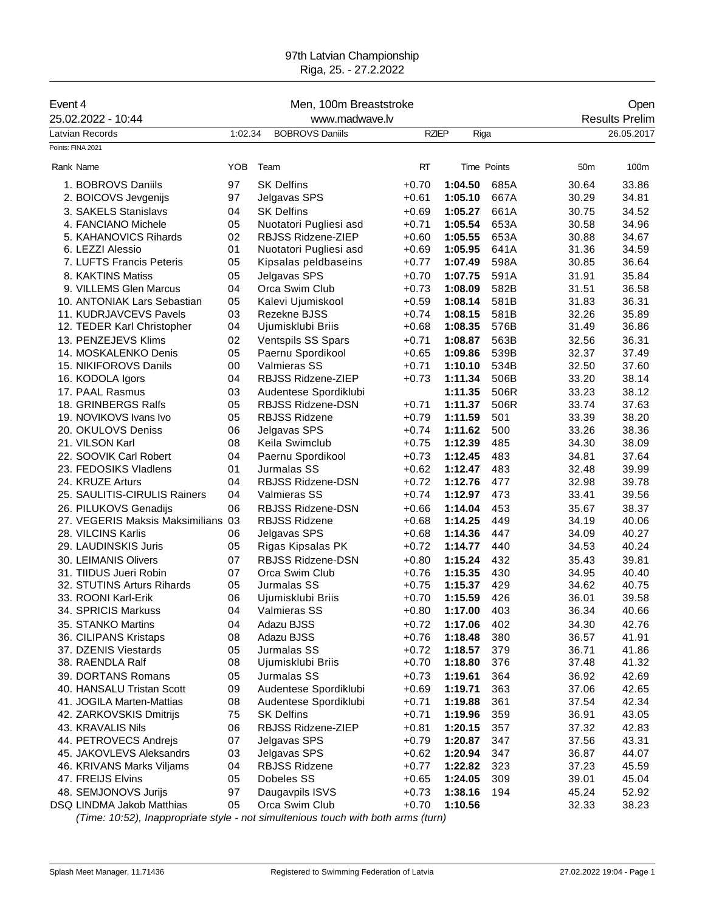97th Latvian Championship
Riga, 25. - 27.2.2022

| Event 4 | Men, 100m Breaststroke | Open |
|---|---|---|
| 25.02.2022 - 10:44 | www.madwave.lv | Results Prelim |

| Latvian Records | 1:02.34 | BOBROVS Daniils | RZIEP | Riga | 26.05.2017 |
|---|---|---|---|---|---|

Points: FINA 2021

| Rank | Name | YOB | Team | RT | Time | Points | 50m | 100m |
|---|---|---|---|---|---|---|---|---|
| 1. | BOBROVS Daniils | 97 | SK Delfins | +0.70 | **1:04.50** | 685A | 30.64 | 33.86 |
| 2. | BOICOVS Jevgenijs | 97 | Jelgavas SPS | +0.61 | **1:05.10** | 667A | 30.29 | 34.81 |
| 3. | SAKELS Stanislavs | 04 | SK Delfins | +0.69 | **1:05.27** | 661A | 30.75 | 34.52 |
| 4. | FANCIANO Michele | 05 | Nuotatori Pugliesi asd | +0.71 | **1:05.54** | 653A | 30.58 | 34.96 |
| 5. | KAHANOVICS Rihards | 02 | RBJSS Ridzene-ZIEP | +0.60 | **1:05.55** | 653A | 30.88 | 34.67 |
| 6. | LEZZI Alessio | 01 | Nuotatori Pugliesi asd | +0.69 | **1:05.95** | 641A | 31.36 | 34.59 |
| 7. | LUFTS Francis Peteris | 05 | Kipsalas peldbaseins | +0.77 | **1:07.49** | 598A | 30.85 | 36.64 |
| 8. | KAKTINS Matiss | 05 | Jelgavas SPS | +0.70 | **1:07.75** | 591A | 31.91 | 35.84 |
| 9. | VILLEMS Glen Marcus | 04 | Orca Swim Club | +0.73 | **1:08.09** | 582B | 31.51 | 36.58 |
| 10. | ANTONIAK Lars Sebastian | 05 | Kalevi Ujumiskool | +0.59 | **1:08.14** | 581B | 31.83 | 36.31 |
| 11. | KUDRJAVCEVS Pavels | 03 | Rezekne BJSS | +0.74 | **1:08.15** | 581B | 32.26 | 35.89 |
| 12. | TEDER Karl Christopher | 04 | Ujumisklubi Briis | +0.68 | **1:08.35** | 576B | 31.49 | 36.86 |
| 13. | PENZEJEVS Klims | 02 | Ventspils SS Spars | +0.71 | **1:08.87** | 563B | 32.56 | 36.31 |
| 14. | MOSKALENKO Denis | 05 | Paernu Spordikool | +0.65 | **1:09.86** | 539B | 32.37 | 37.49 |
| 15. | NIKIFOROVS Danils | 00 | Valmieras SS | +0.71 | **1:10.10** | 534B | 32.50 | 37.60 |
| 16. | KODOLA Igors | 04 | RBJSS Ridzene-ZIEP | +0.73 | **1:11.34** | 506B | 33.20 | 38.14 |
| 17. | PAAL Rasmus | 03 | Audentese Spordiklubi | | **1:11.35** | 506R | 33.23 | 38.12 |
| 18. | GRINBERGS Ralfs | 05 | RBJSS Ridzene-DSN | +0.71 | **1:11.37** | 506R | 33.74 | 37.63 |
| 19. | NOVIKOVS Ivans Ivo | 05 | RBJSS Ridzene | +0.79 | **1:11.59** | 501 | 33.39 | 38.20 |
| 20. | OKULOVS Deniss | 06 | Jelgavas SPS | +0.74 | **1:11.62** | 500 | 33.26 | 38.36 |
| 21. | VILSON Karl | 08 | Keila Swimclub | +0.75 | **1:12.39** | 485 | 34.30 | 38.09 |
| 22. | SOOVIK Carl Robert | 04 | Paernu Spordikool | +0.73 | **1:12.45** | 483 | 34.81 | 37.64 |
| 23. | FEDOSIKS Vladlens | 01 | Jurmalas SS | +0.62 | **1:12.47** | 483 | 32.48 | 39.99 |
| 24. | KRUZE Arturs | 04 | RBJSS Ridzene-DSN | +0.72 | **1:12.76** | 477 | 32.98 | 39.78 |
| 25. | SAULITIS-CIRULIS Rainers | 04 | Valmieras SS | +0.74 | **1:12.97** | 473 | 33.41 | 39.56 |
| 26. | PILUKOVS Genadijs | 06 | RBJSS Ridzene-DSN | +0.66 | **1:14.04** | 453 | 35.67 | 38.37 |
| 27. | VEGERIS Maksis Maksimilians | 03 | RBJSS Ridzene | +0.68 | **1:14.25** | 449 | 34.19 | 40.06 |
| 28. | VILCINS Karlis | 06 | Jelgavas SPS | +0.68 | **1:14.36** | 447 | 34.09 | 40.27 |
| 29. | LAUDINSKIS Juris | 05 | Rigas Kipsalas PK | +0.72 | **1:14.77** | 440 | 34.53 | 40.24 |
| 30. | LEIMANIS Olivers | 07 | RBJSS Ridzene-DSN | +0.80 | **1:15.24** | 432 | 35.43 | 39.81 |
| 31. | TIIDUS Jueri Robin | 07 | Orca Swim Club | +0.76 | **1:15.35** | 430 | 34.95 | 40.40 |
| 32. | STUTINS Arturs Rihards | 05 | Jurmalas SS | +0.75 | **1:15.37** | 429 | 34.62 | 40.75 |
| 33. | ROONI Karl-Erik | 06 | Ujumisklubi Briis | +0.70 | **1:15.59** | 426 | 36.01 | 39.58 |
| 34. | SPRICIS Markuss | 04 | Valmieras SS | +0.80 | **1:17.00** | 403 | 36.34 | 40.66 |
| 35. | STANKO Martins | 04 | Adazu BJSS | +0.72 | **1:17.06** | 402 | 34.30 | 42.76 |
| 36. | CILIPANS Kristaps | 08 | Adazu BJSS | +0.76 | **1:18.48** | 380 | 36.57 | 41.91 |
| 37. | DZENIS Viestards | 05 | Jurmalas SS | +0.72 | **1:18.57** | 379 | 36.71 | 41.86 |
| 38. | RAENDLA Ralf | 08 | Ujumisklubi Briis | +0.70 | **1:18.80** | 376 | 37.48 | 41.32 |
| 39. | DORTANS Romans | 05 | Jurmalas SS | +0.73 | **1:19.61** | 364 | 36.92 | 42.69 |
| 40. | HANSALU Tristan Scott | 09 | Audentese Spordiklubi | +0.69 | **1:19.71** | 363 | 37.06 | 42.65 |
| 41. | JOGILA Marten-Mattias | 08 | Audentese Spordiklubi | +0.71 | **1:19.88** | 361 | 37.54 | 42.34 |
| 42. | ZARKOVSKIS Dmitrijs | 75 | SK Delfins | +0.71 | **1:19.96** | 359 | 36.91 | 43.05 |
| 43. | KRAVALIS Nils | 06 | RBJSS Ridzene-ZIEP | +0.81 | **1:20.15** | 357 | 37.32 | 42.83 |
| 44. | PETROVECS Andrejs | 07 | Jelgavas SPS | +0.79 | **1:20.87** | 347 | 37.56 | 43.31 |
| 45. | JAKOVLEVS Aleksandrs | 03 | Jelgavas SPS | +0.62 | **1:20.94** | 347 | 36.87 | 44.07 |
| 46. | KRIVANS Marks Viljams | 04 | RBJSS Ridzene | +0.77 | **1:22.82** | 323 | 37.23 | 45.59 |
| 47. | FREIJS Elvins | 05 | Dobeles SS | +0.65 | **1:24.05** | 309 | 39.01 | 45.04 |
| 48. | SEMJONOVS Jurijs | 97 | Daugavpils ISVS | +0.73 | **1:38.16** | 194 | 45.24 | 52.92 |
| DSQ | LINDMA Jakob Matthias | 05 | Orca Swim Club | +0.70 | **1:10.56** | | 32.33 | 38.23 |

*(Time: 10:52), Inappropriate style - not simultenious touch with both arms (turn)*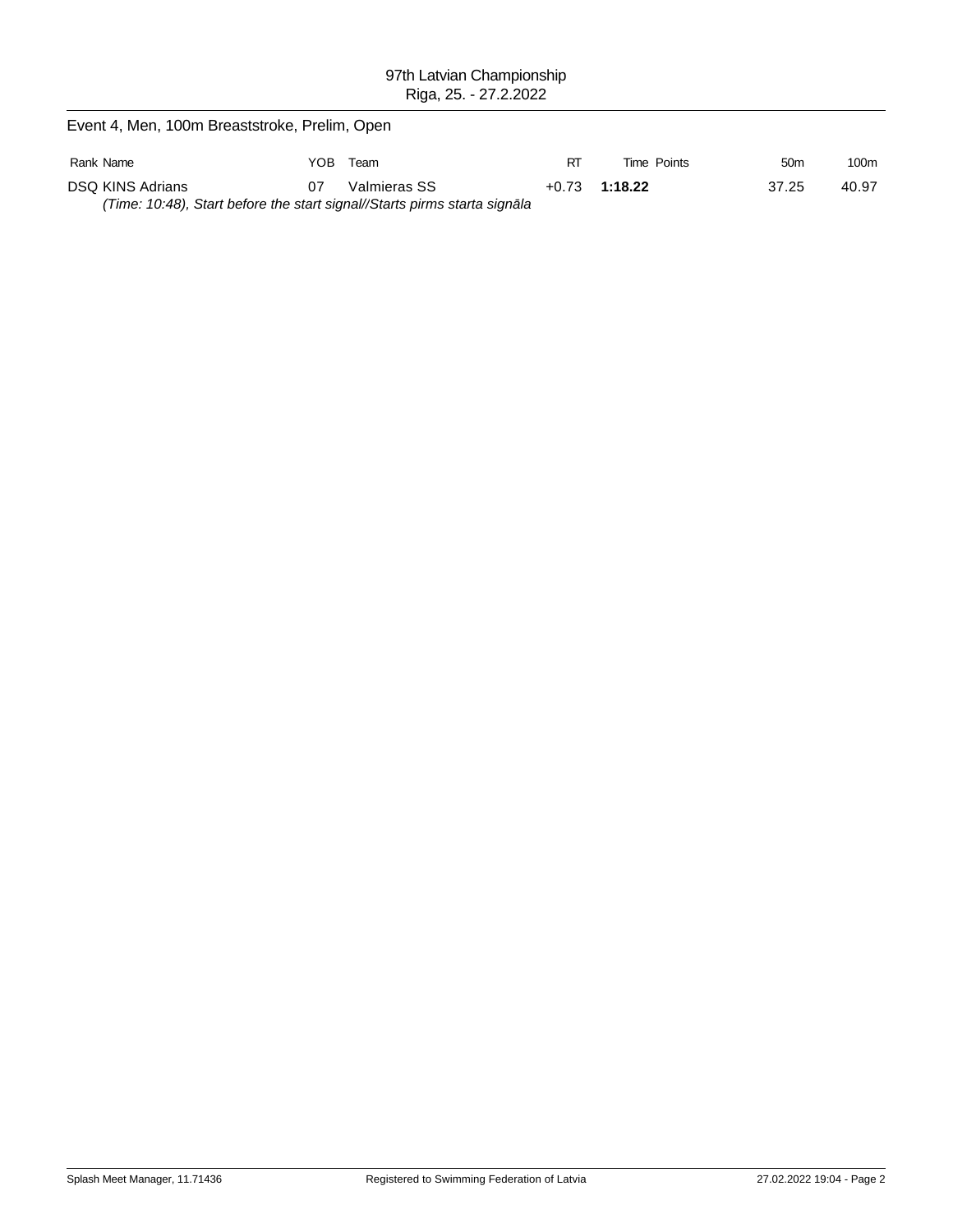97th Latvian Championship
Riga, 25. - 27.2.2022

## Event 4, Men, 100m Breaststroke, Prelim, Open

| Rank | Name | YOB | Team | RT | Time | Points | 50m | 100m |
|---|---|---|---|---|---|---|---|---|
| DSQ | KINS Adrians | 07 | Valmieras SS | +0.73 | **1:18.22** | | 37.25 | 40.97 |

*(Time: 10:48), Start before the start signal//Starts pirms starta signāla*